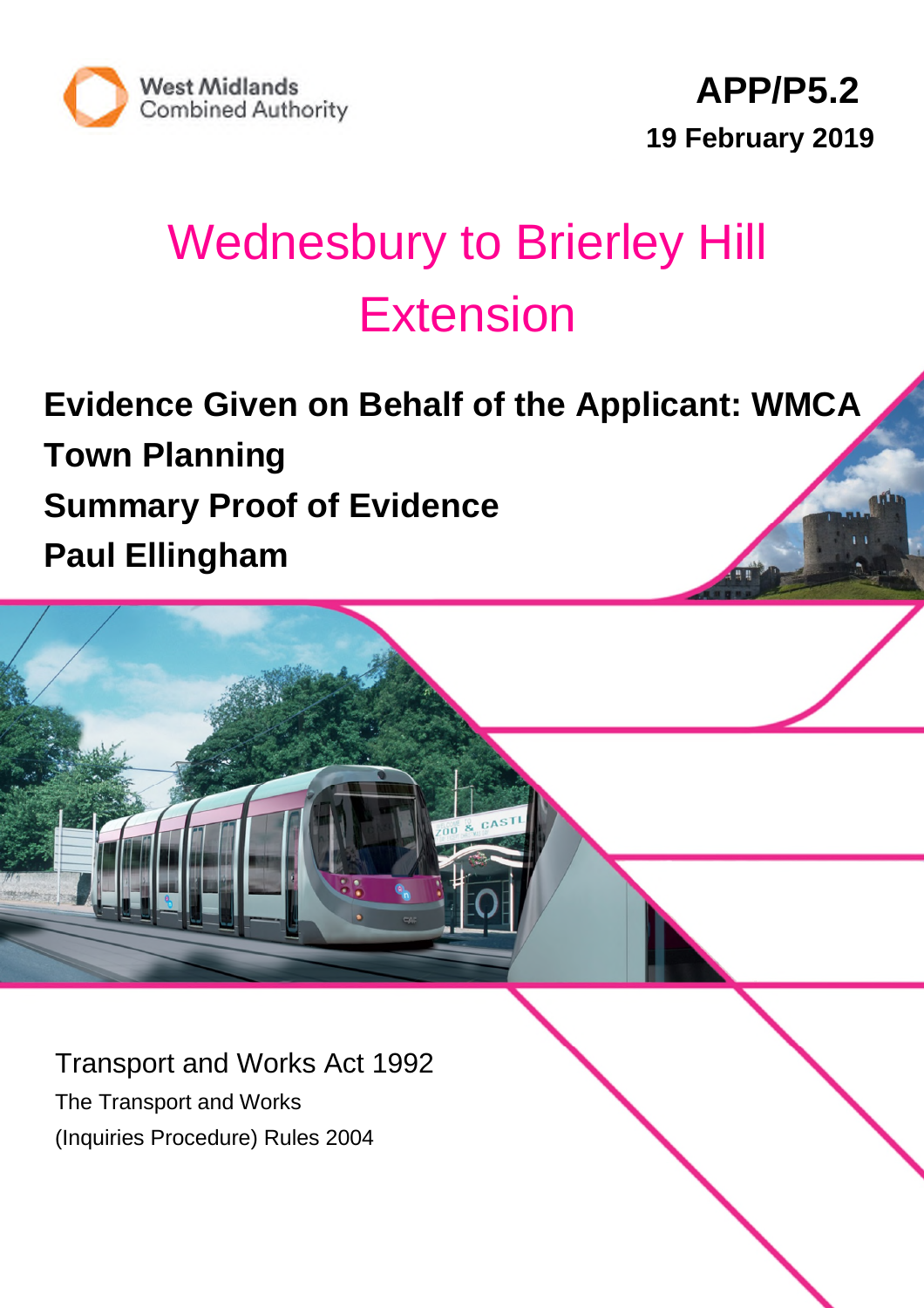West Midlands Combined Authority

**APP/P5.2**

**19 February 2019**

# Wednesbury to Brierley Hill Extension

**Evidence Given on Behalf of the Applicant: WMCA**

**Town Planning**

**Summary Proof of Evidence**

**Paul Ellingham**

Transport and Works Act 1992

The Transport and Works

(Inquiries Procedure) Rules 2004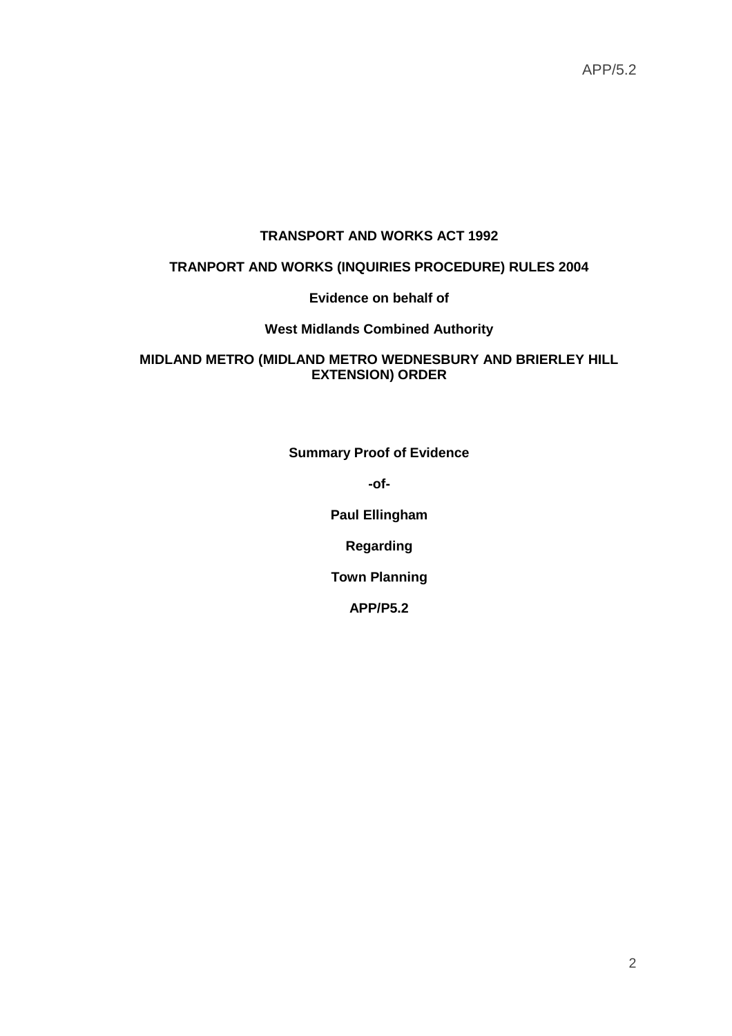APP/5.2

**TRANSPORT AND WORKS ACT 1992**

**TRANPORT AND WORKS (INQUIRIES PROCEDURE) RULES 2004**

**Evidence on behalf of**

**West Midlands Combined Authority**

**MIDLAND METRO (MIDLAND METRO WEDNESBURY AND BRIERLEY HILL EXTENSION) ORDER**

**Summary Proof of Evidence**

**-of-**

**Paul Ellingham**

**Regarding**

**Town Planning**

**APP/P5.2**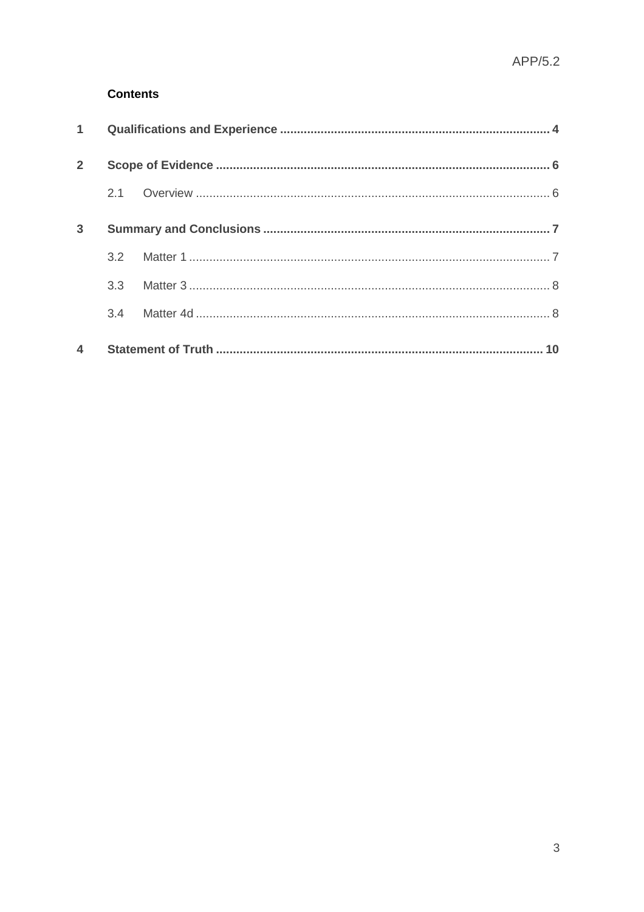APP/5.2

**Contents**

**1 Qualifications and Experience ........ 4**

**2 Scope of Evidence ........ 6**

2.1 Overview ........ 6

**3 Summary and Conclusions ........ 7**

3.2 Matter 1 ........ 7

3.3 Matter 3 ........ 8

3.4 Matter 4d ........ 8

**4 Statement of Truth ........ 10**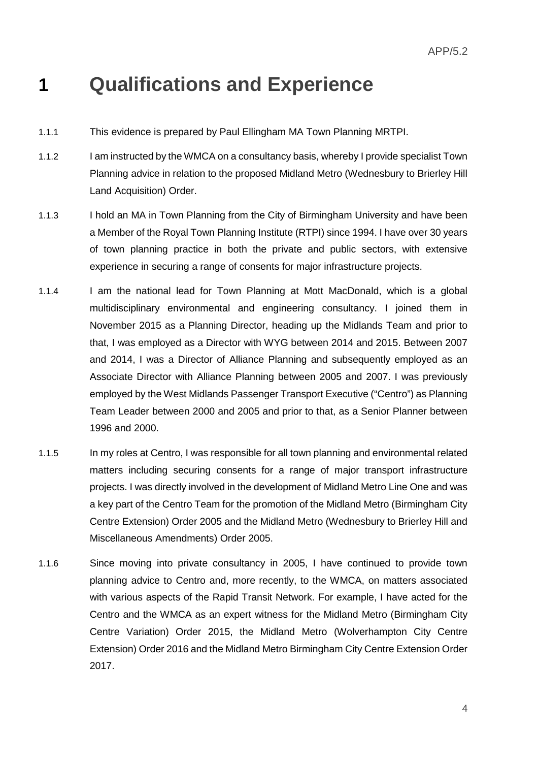# 1 Qualifications and Experience

1.1.1 This evidence is prepared by Paul Ellingham MA Town Planning MRTPI.

1.1.2 I am instructed by the WMCA on a consultancy basis, whereby I provide specialist Town Planning advice in relation to the proposed Midland Metro (Wednesbury to Brierley Hill Land Acquisition) Order.

1.1.3 I hold an MA in Town Planning from the City of Birmingham University and have been a Member of the Royal Town Planning Institute (RTPI) since 1994. I have over 30 years of town planning practice in both the private and public sectors, with extensive experience in securing a range of consents for major infrastructure projects.

1.1.4 I am the national lead for Town Planning at Mott MacDonald, which is a global multidisciplinary environmental and engineering consultancy. I joined them in November 2015 as a Planning Director, heading up the Midlands Team and prior to that, I was employed as a Director with WYG between 2014 and 2015. Between 2007 and 2014, I was a Director of Alliance Planning and subsequently employed as an Associate Director with Alliance Planning between 2005 and 2007. I was previously employed by the West Midlands Passenger Transport Executive ("Centro") as Planning Team Leader between 2000 and 2005 and prior to that, as a Senior Planner between 1996 and 2000.

1.1.5 In my roles at Centro, I was responsible for all town planning and environmental related matters including securing consents for a range of major transport infrastructure projects. I was directly involved in the development of Midland Metro Line One and was a key part of the Centro Team for the promotion of the Midland Metro (Birmingham City Centre Extension) Order 2005 and the Midland Metro (Wednesbury to Brierley Hill and Miscellaneous Amendments) Order 2005.

1.1.6 Since moving into private consultancy in 2005, I have continued to provide town planning advice to Centro and, more recently, to the WMCA, on matters associated with various aspects of the Rapid Transit Network. For example, I have acted for the Centro and the WMCA as an expert witness for the Midland Metro (Birmingham City Centre Variation) Order 2015, the Midland Metro (Wolverhampton City Centre Extension) Order 2016 and the Midland Metro Birmingham City Centre Extension Order 2017.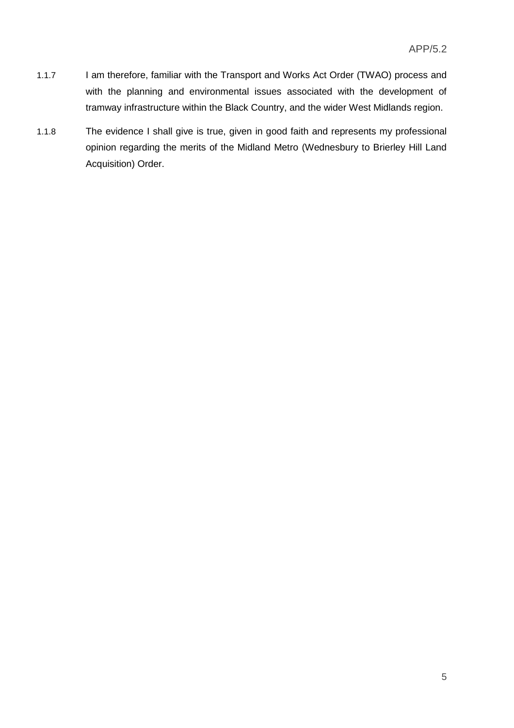1.1.7 I am therefore, familiar with the Transport and Works Act Order (TWAO) process and with the planning and environmental issues associated with the development of tramway infrastructure within the Black Country, and the wider West Midlands region.

1.1.8 The evidence I shall give is true, given in good faith and represents my professional opinion regarding the merits of the Midland Metro (Wednesbury to Brierley Hill Land Acquisition) Order.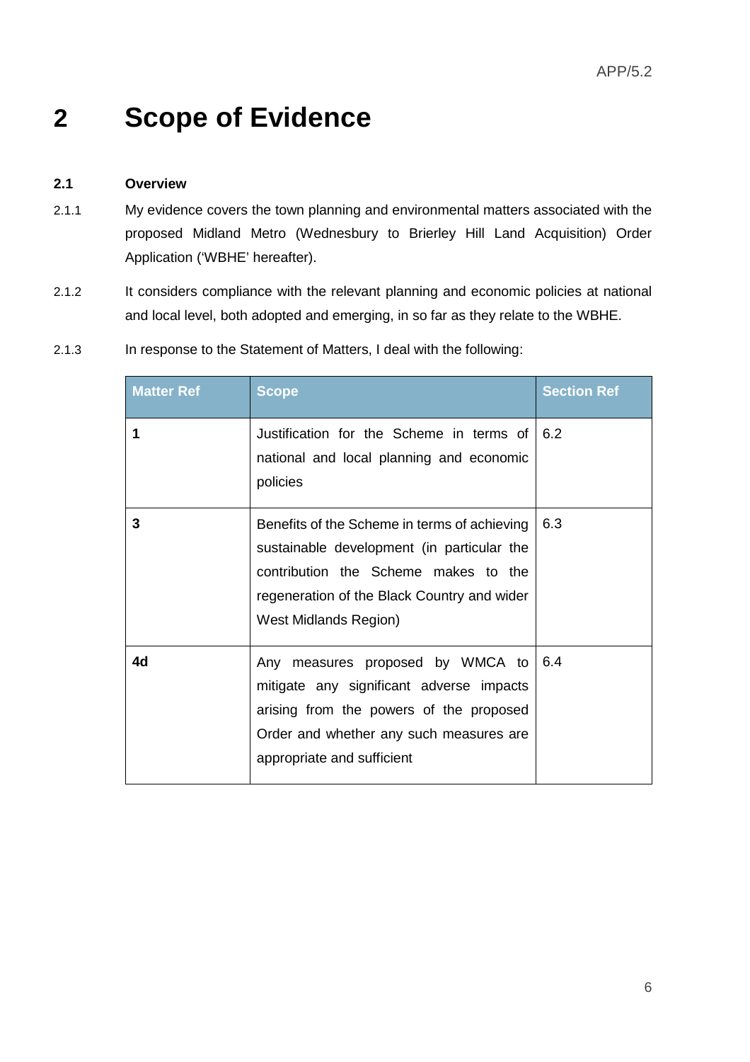# 2 Scope of Evidence

### 2.1 Overview

2.1.1 My evidence covers the town planning and environmental matters associated with the proposed Midland Metro (Wednesbury to Brierley Hill Land Acquisition) Order Application ('WBHE' hereafter).

2.1.2 It considers compliance with the relevant planning and economic policies at national and local level, both adopted and emerging, in so far as they relate to the WBHE.

2.1.3 In response to the Statement of Matters, I deal with the following:

| Matter Ref | Scope | Section Ref |
|---|---|---|
| **1** | Justification for the Scheme in terms of national and local planning and economic policies | 6.2 |
| **3** | Benefits of the Scheme in terms of achieving sustainable development (in particular the contribution the Scheme makes to the regeneration of the Black Country and wider West Midlands Region) | 6.3 |
| **4d** | Any measures proposed by WMCA to mitigate any significant adverse impacts arising from the powers of the proposed Order and whether any such measures are appropriate and sufficient | 6.4 |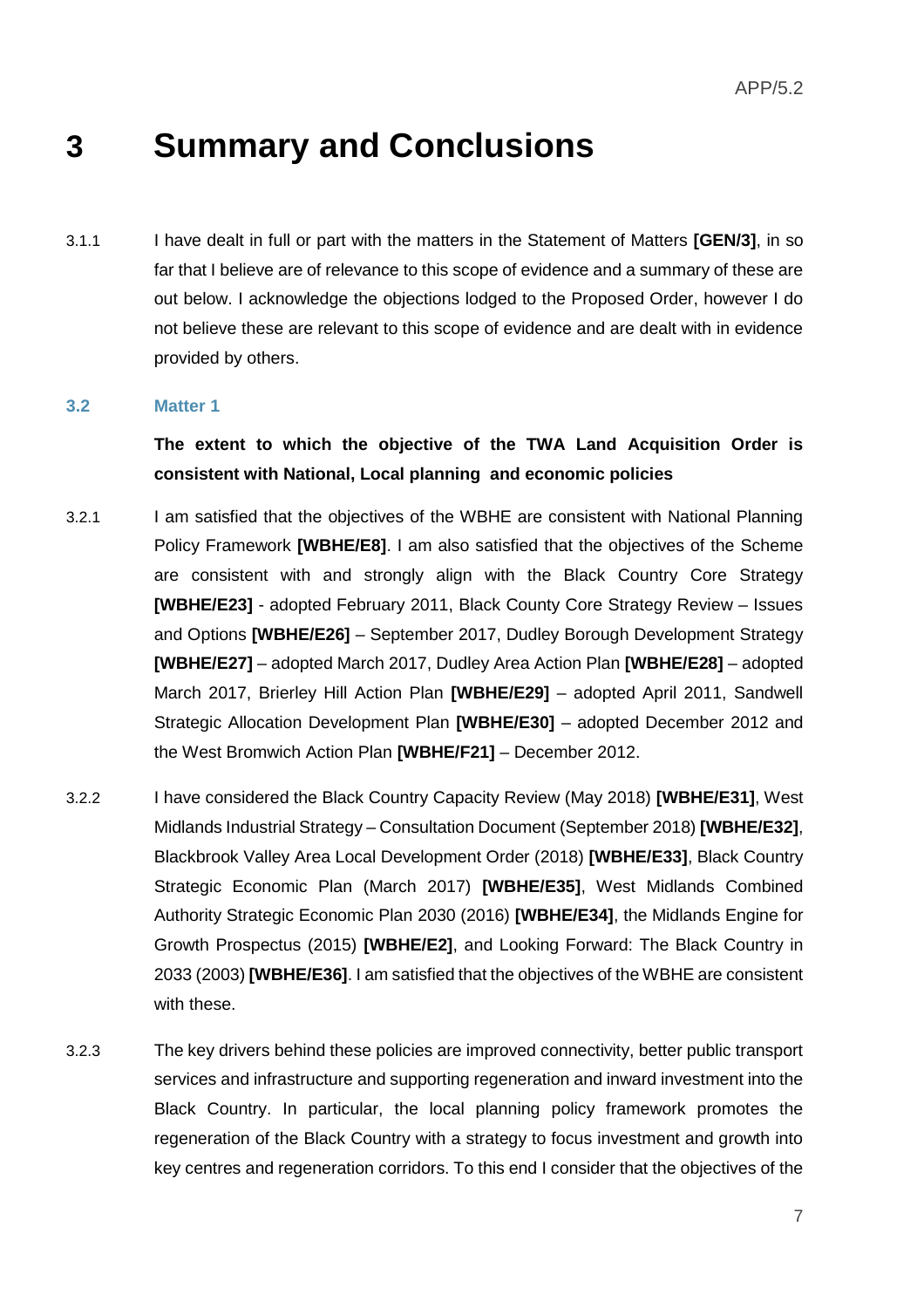# 3 Summary and Conclusions

3.1.1 I have dealt in full or part with the matters in the Statement of Matters **[GEN/3]**, in so far that I believe are of relevance to this scope of evidence and a summary of these are out below. I acknowledge the objections lodged to the Proposed Order, however I do not believe these are relevant to this scope of evidence and are dealt with in evidence provided by others.

### 3.2 Matter 1

**The extent to which the objective of the TWA Land Acquisition Order is consistent with National, Local planning and economic policies**

3.2.1 I am satisfied that the objectives of the WBHE are consistent with National Planning Policy Framework **[WBHE/E8]**. I am also satisfied that the objectives of the Scheme are consistent with and strongly align with the Black Country Core Strategy **[WBHE/E23]** - adopted February 2011, Black County Core Strategy Review – Issues and Options **[WBHE/E26]** – September 2017, Dudley Borough Development Strategy **[WBHE/E27]** – adopted March 2017, Dudley Area Action Plan **[WBHE/E28]** – adopted March 2017, Brierley Hill Action Plan **[WBHE/E29]** – adopted April 2011, Sandwell Strategic Allocation Development Plan **[WBHE/E30]** – adopted December 2012 and the West Bromwich Action Plan **[WBHE/F21]** – December 2012.

3.2.2 I have considered the Black Country Capacity Review (May 2018) **[WBHE/E31]**, West Midlands Industrial Strategy – Consultation Document (September 2018) **[WBHE/E32]**, Blackbrook Valley Area Local Development Order (2018) **[WBHE/E33]**, Black Country Strategic Economic Plan (March 2017) **[WBHE/E35]**, West Midlands Combined Authority Strategic Economic Plan 2030 (2016) **[WBHE/E34]**, the Midlands Engine for Growth Prospectus (2015) **[WBHE/E2]**, and Looking Forward: The Black Country in 2033 (2003) **[WBHE/E36]**. I am satisfied that the objectives of the WBHE are consistent with these.

3.2.3 The key drivers behind these policies are improved connectivity, better public transport services and infrastructure and supporting regeneration and inward investment into the Black Country. In particular, the local planning policy framework promotes the regeneration of the Black Country with a strategy to focus investment and growth into key centres and regeneration corridors. To this end I consider that the objectives of the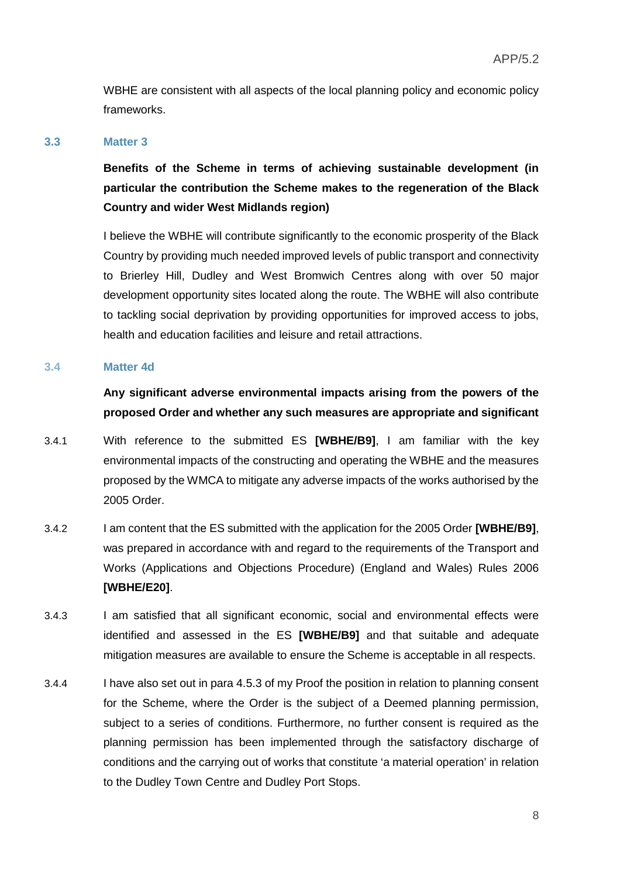WBHE are consistent with all aspects of the local planning policy and economic policy frameworks.

### 3.3 Matter 3

**Benefits of the Scheme in terms of achieving sustainable development (in particular the contribution the Scheme makes to the regeneration of the Black Country and wider West Midlands region)**

I believe the WBHE will contribute significantly to the economic prosperity of the Black Country by providing much needed improved levels of public transport and connectivity to Brierley Hill, Dudley and West Bromwich Centres along with over 50 major development opportunity sites located along the route. The WBHE will also contribute to tackling social deprivation by providing opportunities for improved access to jobs, health and education facilities and leisure and retail attractions.

### 3.4 Matter 4d

**Any significant adverse environmental impacts arising from the powers of the proposed Order and whether any such measures are appropriate and significant**

3.4.1 With reference to the submitted ES **[WBHE/B9]**, I am familiar with the key environmental impacts of the constructing and operating the WBHE and the measures proposed by the WMCA to mitigate any adverse impacts of the works authorised by the 2005 Order.

3.4.2 I am content that the ES submitted with the application for the 2005 Order **[WBHE/B9]**, was prepared in accordance with and regard to the requirements of the Transport and Works (Applications and Objections Procedure) (England and Wales) Rules 2006 **[WBHE/E20]**.

3.4.3 I am satisfied that all significant economic, social and environmental effects were identified and assessed in the ES **[WBHE/B9]** and that suitable and adequate mitigation measures are available to ensure the Scheme is acceptable in all respects.

3.4.4 I have also set out in para 4.5.3 of my Proof the position in relation to planning consent for the Scheme, where the Order is the subject of a Deemed planning permission, subject to a series of conditions. Furthermore, no further consent is required as the planning permission has been implemented through the satisfactory discharge of conditions and the carrying out of works that constitute 'a material operation' in relation to the Dudley Town Centre and Dudley Port Stops.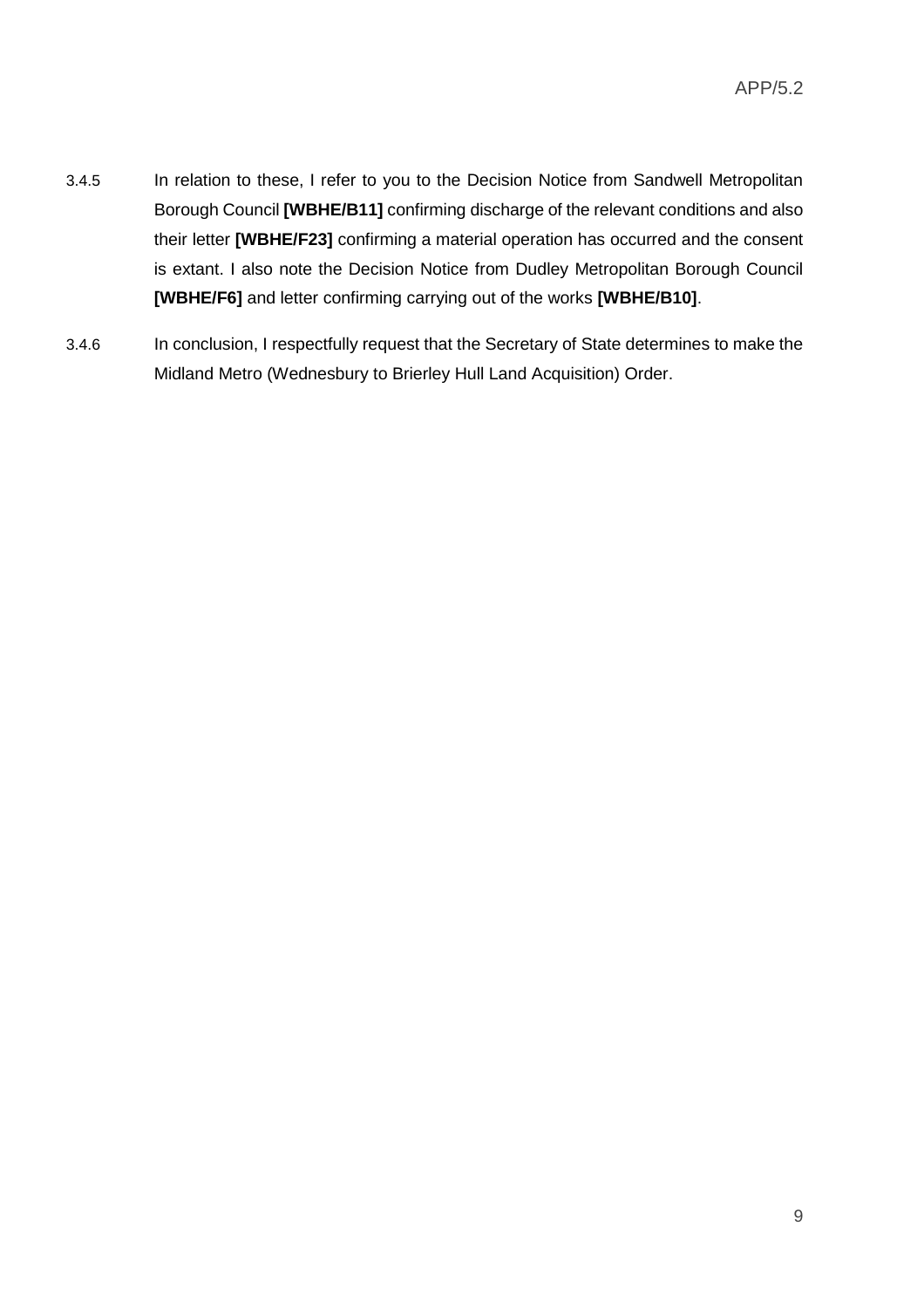3.4.5 In relation to these, I refer to you to the Decision Notice from Sandwell Metropolitan Borough Council **[WBHE/B11]** confirming discharge of the relevant conditions and also their letter **[WBHE/F23]** confirming a material operation has occurred and the consent is extant. I also note the Decision Notice from Dudley Metropolitan Borough Council **[WBHE/F6]** and letter confirming carrying out of the works **[WBHE/B10]**.

3.4.6 In conclusion, I respectfully request that the Secretary of State determines to make the Midland Metro (Wednesbury to Brierley Hull Land Acquisition) Order.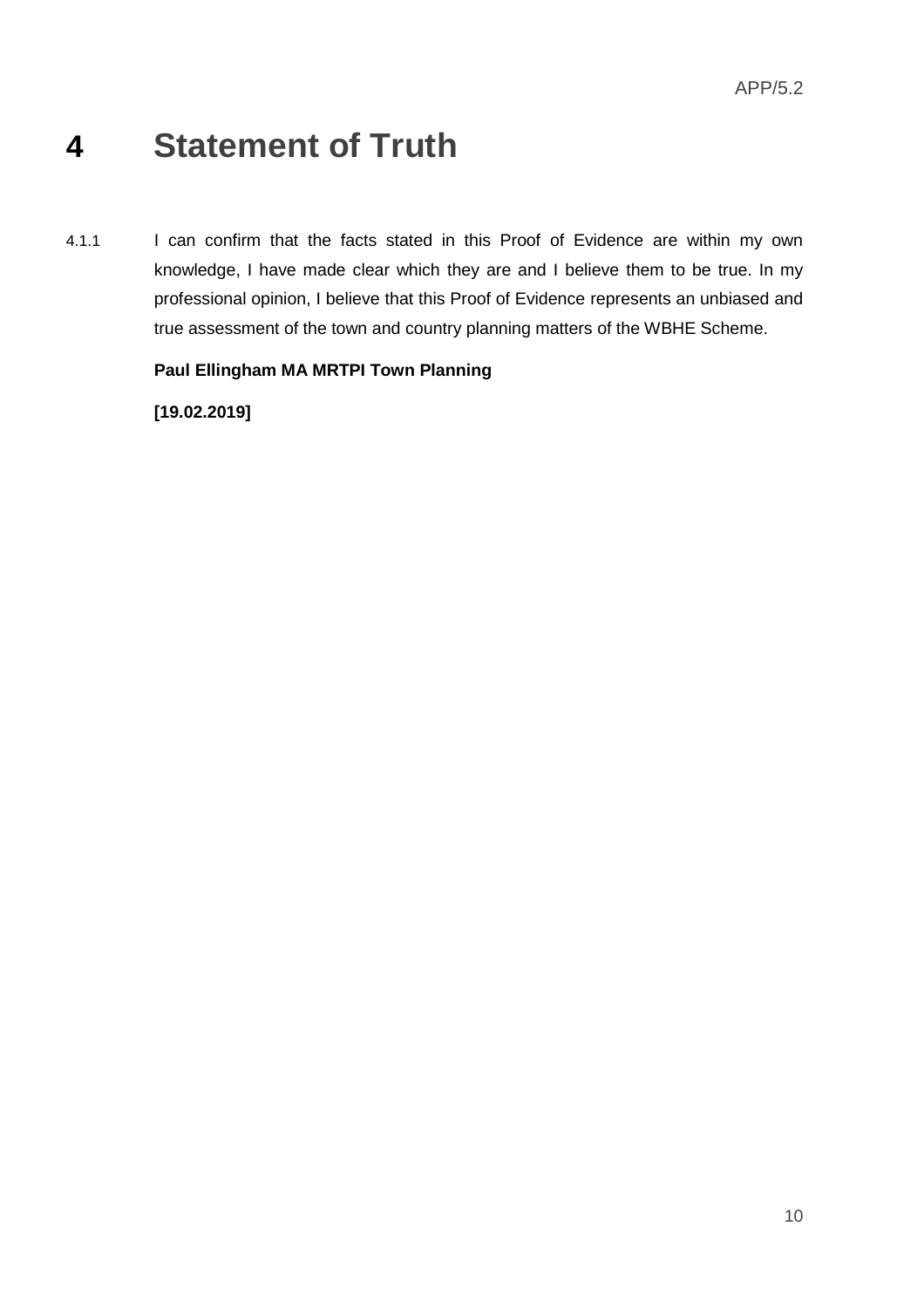# 4 Statement of Truth

4.1.1 I can confirm that the facts stated in this Proof of Evidence are within my own knowledge, I have made clear which they are and I believe them to be true. In my professional opinion, I believe that this Proof of Evidence represents an unbiased and true assessment of the town and country planning matters of the WBHE Scheme.

**Paul Ellingham MA MRTPI Town Planning**

**[19.02.2019]**